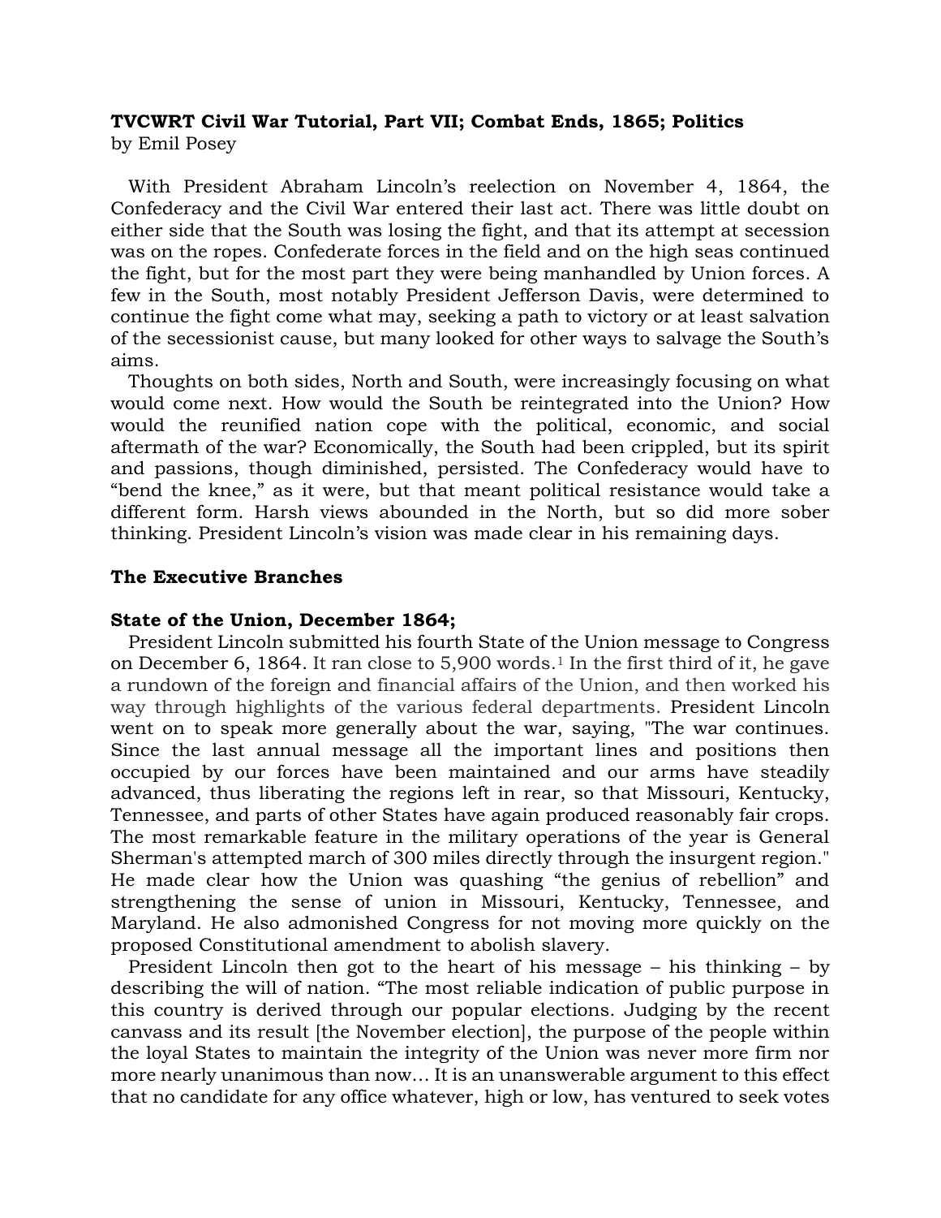**TVCWRT Civil War Tutorial, Part VII; Combat Ends, 1865; Politics**
by Emil Posey

With President Abraham Lincoln's reelection on November 4, 1864, the Confederacy and the Civil War entered their last act. There was little doubt on either side that the South was losing the fight, and that its attempt at secession was on the ropes. Confederate forces in the field and on the high seas continued the fight, but for the most part they were being manhandled by Union forces. A few in the South, most notably President Jefferson Davis, were determined to continue the fight come what may, seeking a path to victory or at least salvation of the secessionist cause, but many looked for other ways to salvage the South's aims.

Thoughts on both sides, North and South, were increasingly focusing on what would come next. How would the South be reintegrated into the Union? How would the reunified nation cope with the political, economic, and social aftermath of the war? Economically, the South had been crippled, but its spirit and passions, though diminished, persisted. The Confederacy would have to "bend the knee," as it were, but that meant political resistance would take a different form. Harsh views abounded in the North, but so did more sober thinking. President Lincoln's vision was made clear in his remaining days.

## The Executive Branches

### State of the Union, December 1864;

President Lincoln submitted his fourth State of the Union message to Congress on December 6, 1864. It ran close to 5,900 words.[1] In the first third of it, he gave a rundown of the foreign and financial affairs of the Union, and then worked his way through highlights of the various federal departments. President Lincoln went on to speak more generally about the war, saying, "The war continues. Since the last annual message all the important lines and positions then occupied by our forces have been maintained and our arms have steadily advanced, thus liberating the regions left in rear, so that Missouri, Kentucky, Tennessee, and parts of other States have again produced reasonably fair crops. The most remarkable feature in the military operations of the year is General Sherman's attempted march of 300 miles directly through the insurgent region." He made clear how the Union was quashing "the genius of rebellion" and strengthening the sense of union in Missouri, Kentucky, Tennessee, and Maryland. He also admonished Congress for not moving more quickly on the proposed Constitutional amendment to abolish slavery.

President Lincoln then got to the heart of his message – his thinking – by describing the will of nation. "The most reliable indication of public purpose in this country is derived through our popular elections. Judging by the recent canvass and its result [the November election], the purpose of the people within the loyal States to maintain the integrity of the Union was never more firm nor more nearly unanimous than now… It is an unanswerable argument to this effect that no candidate for any office whatever, high or low, has ventured to seek votes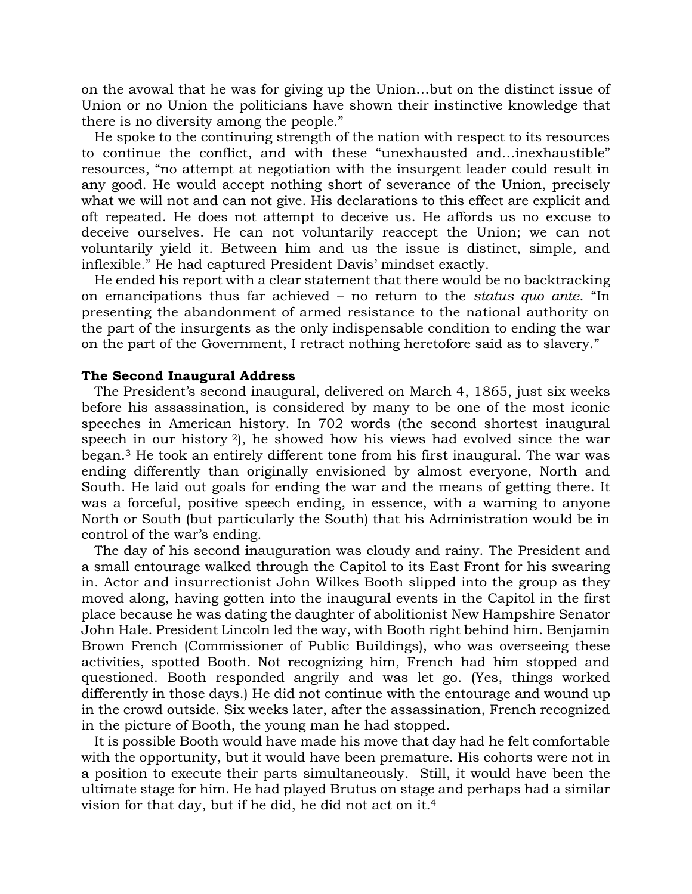on the avowal that he was for giving up the Union…but on the distinct issue of Union or no Union the politicians have shown their instinctive knowledge that there is no diversity among the people."

He spoke to the continuing strength of the nation with respect to its resources to continue the conflict, and with these "unexhausted and…inexhaustible" resources, "no attempt at negotiation with the insurgent leader could result in any good. He would accept nothing short of severance of the Union, precisely what we will not and can not give. His declarations to this effect are explicit and oft repeated. He does not attempt to deceive us. He affords us no excuse to deceive ourselves. He can not voluntarily reaccept the Union; we can not voluntarily yield it. Between him and us the issue is distinct, simple, and inflexible." He had captured President Davis' mindset exactly.

He ended his report with a clear statement that there would be no backtracking on emancipations thus far achieved – no return to the *status quo ante*. "In presenting the abandonment of armed resistance to the national authority on the part of the insurgents as the only indispensable condition to ending the war on the part of the Government, I retract nothing heretofore said as to slavery."

**The Second Inaugural Address**

The President's second inaugural, delivered on March 4, 1865, just six weeks before his assassination, is considered by many to be one of the most iconic speeches in American history. In 702 words (the second shortest inaugural speech in our history [2]), he showed how his views had evolved since the war began.[3] He took an entirely different tone from his first inaugural. The war was ending differently than originally envisioned by almost everyone, North and South. He laid out goals for ending the war and the means of getting there. It was a forceful, positive speech ending, in essence, with a warning to anyone North or South (but particularly the South) that his Administration would be in control of the war's ending.

The day of his second inauguration was cloudy and rainy. The President and a small entourage walked through the Capitol to its East Front for his swearing in. Actor and insurrectionist John Wilkes Booth slipped into the group as they moved along, having gotten into the inaugural events in the Capitol in the first place because he was dating the daughter of abolitionist New Hampshire Senator John Hale. President Lincoln led the way, with Booth right behind him. Benjamin Brown French (Commissioner of Public Buildings), who was overseeing these activities, spotted Booth. Not recognizing him, French had him stopped and questioned. Booth responded angrily and was let go. (Yes, things worked differently in those days.) He did not continue with the entourage and wound up in the crowd outside. Six weeks later, after the assassination, French recognized in the picture of Booth, the young man he had stopped.

It is possible Booth would have made his move that day had he felt comfortable with the opportunity, but it would have been premature. His cohorts were not in a position to execute their parts simultaneously. Still, it would have been the ultimate stage for him. He had played Brutus on stage and perhaps had a similar vision for that day, but if he did, he did not act on it.[4]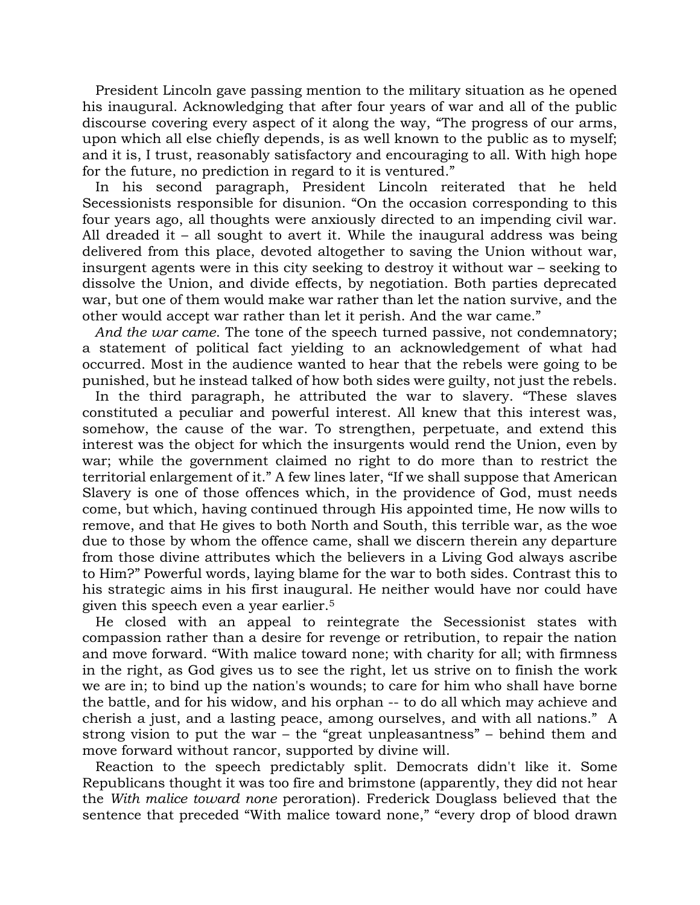President Lincoln gave passing mention to the military situation as he opened his inaugural. Acknowledging that after four years of war and all of the public discourse covering every aspect of it along the way, "The progress of our arms, upon which all else chiefly depends, is as well known to the public as to myself; and it is, I trust, reasonably satisfactory and encouraging to all. With high hope for the future, no prediction in regard to it is ventured."

In his second paragraph, President Lincoln reiterated that he held Secessionists responsible for disunion. "On the occasion corresponding to this four years ago, all thoughts were anxiously directed to an impending civil war. All dreaded it – all sought to avert it. While the inaugural address was being delivered from this place, devoted altogether to saving the Union without war, insurgent agents were in this city seeking to destroy it without war – seeking to dissolve the Union, and divide effects, by negotiation. Both parties deprecated war, but one of them would make war rather than let the nation survive, and the other would accept war rather than let it perish. And the war came."

*And the war came*. The tone of the speech turned passive, not condemnatory; a statement of political fact yielding to an acknowledgement of what had occurred. Most in the audience wanted to hear that the rebels were going to be punished, but he instead talked of how both sides were guilty, not just the rebels.

In the third paragraph, he attributed the war to slavery. "These slaves constituted a peculiar and powerful interest. All knew that this interest was, somehow, the cause of the war. To strengthen, perpetuate, and extend this interest was the object for which the insurgents would rend the Union, even by war; while the government claimed no right to do more than to restrict the territorial enlargement of it." A few lines later, "If we shall suppose that American Slavery is one of those offences which, in the providence of God, must needs come, but which, having continued through His appointed time, He now wills to remove, and that He gives to both North and South, this terrible war, as the woe due to those by whom the offence came, shall we discern therein any departure from those divine attributes which the believers in a Living God always ascribe to Him?" Powerful words, laying blame for the war to both sides. Contrast this to his strategic aims in his first inaugural. He neither would have nor could have given this speech even a year earlier.[5]

He closed with an appeal to reintegrate the Secessionist states with compassion rather than a desire for revenge or retribution, to repair the nation and move forward. "With malice toward none; with charity for all; with firmness in the right, as God gives us to see the right, let us strive on to finish the work we are in; to bind up the nation's wounds; to care for him who shall have borne the battle, and for his widow, and his orphan -- to do all which may achieve and cherish a just, and a lasting peace, among ourselves, and with all nations." A strong vision to put the war – the "great unpleasantness" – behind them and move forward without rancor, supported by divine will.

Reaction to the speech predictably split. Democrats didn't like it. Some Republicans thought it was too fire and brimstone (apparently, they did not hear the *With malice toward none* peroration). Frederick Douglass believed that the sentence that preceded "With malice toward none," "every drop of blood drawn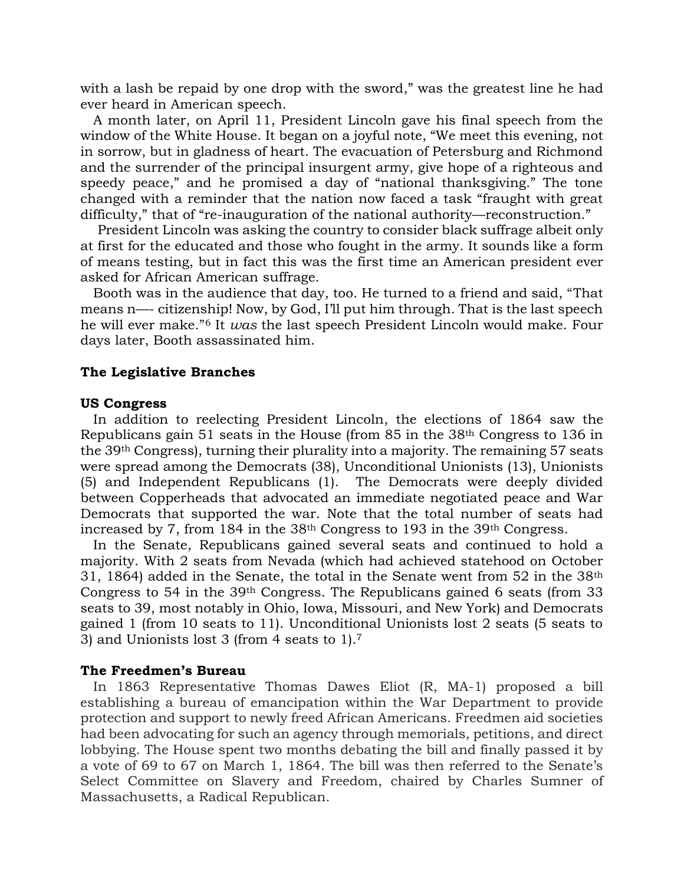with a lash be repaid by one drop with the sword," was the greatest line he had ever heard in American speech.

A month later, on April 11, President Lincoln gave his final speech from the window of the White House. It began on a joyful note, "We meet this evening, not in sorrow, but in gladness of heart. The evacuation of Petersburg and Richmond and the surrender of the principal insurgent army, give hope of a righteous and speedy peace," and he promised a day of "national thanksgiving." The tone changed with a reminder that the nation now faced a task "fraught with great difficulty," that of "re-inauguration of the national authority—reconstruction."

President Lincoln was asking the country to consider black suffrage albeit only at first for the educated and those who fought in the army. It sounds like a form of means testing, but in fact this was the first time an American president ever asked for African American suffrage.

Booth was in the audience that day, too. He turned to a friend and said, "That means n—- citizenship! Now, by God, I'll put him through. That is the last speech he will ever make."[6] It *was* the last speech President Lincoln would make. Four days later, Booth assassinated him.

### The Legislative Branches

### US Congress

In addition to reelecting President Lincoln, the elections of 1864 saw the Republicans gain 51 seats in the House (from 85 in the 38th Congress to 136 in the 39th Congress), turning their plurality into a majority. The remaining 57 seats were spread among the Democrats (38), Unconditional Unionists (13), Unionists (5) and Independent Republicans (1). The Democrats were deeply divided between Copperheads that advocated an immediate negotiated peace and War Democrats that supported the war. Note that the total number of seats had increased by 7, from 184 in the 38th Congress to 193 in the 39th Congress.

In the Senate, Republicans gained several seats and continued to hold a majority. With 2 seats from Nevada (which had achieved statehood on October 31, 1864) added in the Senate, the total in the Senate went from 52 in the 38th Congress to 54 in the 39th Congress. The Republicans gained 6 seats (from 33 seats to 39, most notably in Ohio, Iowa, Missouri, and New York) and Democrats gained 1 (from 10 seats to 11). Unconditional Unionists lost 2 seats (5 seats to 3) and Unionists lost 3 (from 4 seats to 1).[7]

### The Freedmen's Bureau

In 1863 Representative Thomas Dawes Eliot (R, MA-1) proposed a bill establishing a bureau of emancipation within the War Department to provide protection and support to newly freed African Americans. Freedmen aid societies had been advocating for such an agency through memorials, petitions, and direct lobbying. The House spent two months debating the bill and finally passed it by a vote of 69 to 67 on March 1, 1864. The bill was then referred to the Senate's Select Committee on Slavery and Freedom, chaired by Charles Sumner of Massachusetts, a Radical Republican.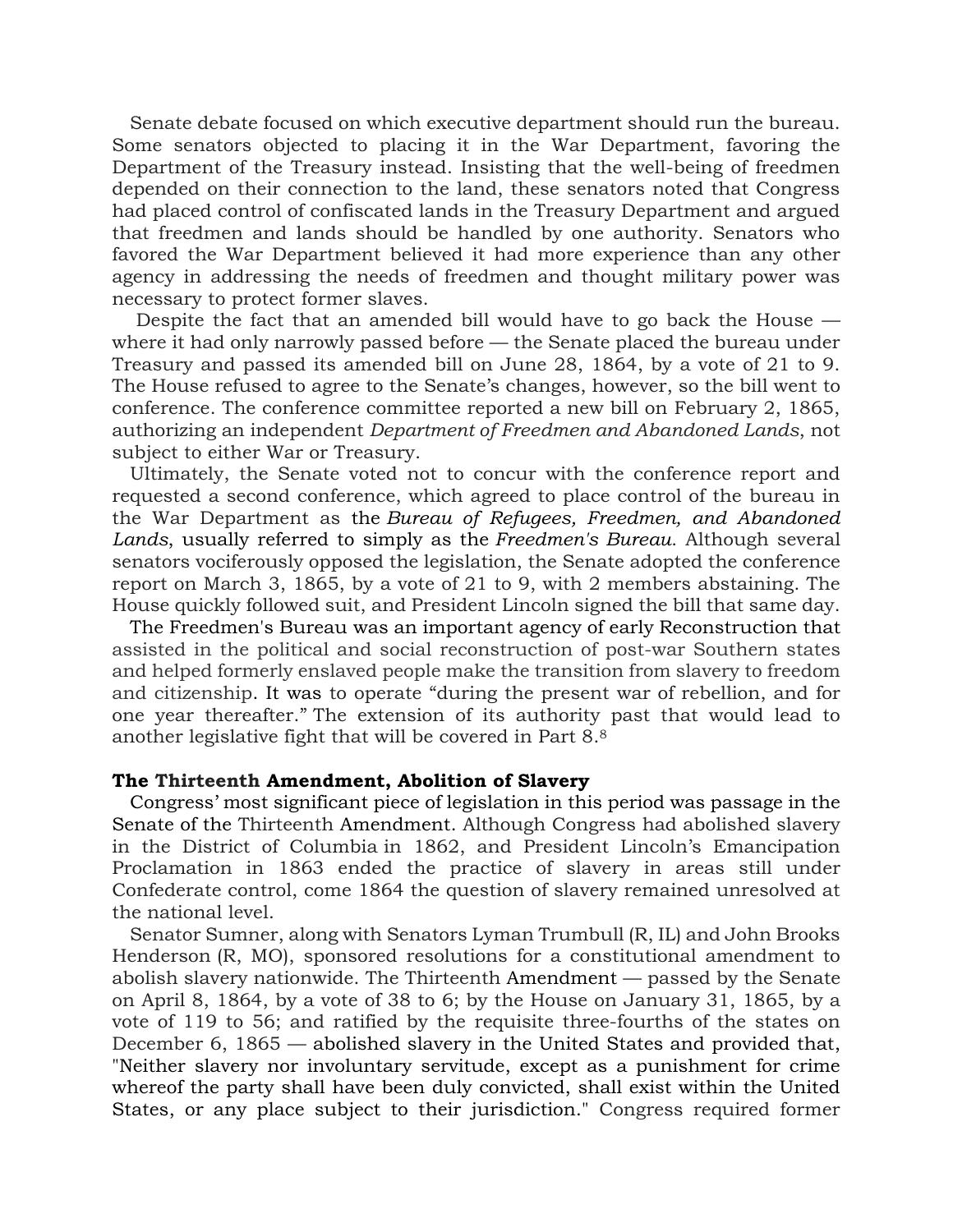Senate debate focused on which executive department should run the bureau. Some senators objected to placing it in the War Department, favoring the Department of the Treasury instead. Insisting that the well-being of freedmen depended on their connection to the land, these senators noted that Congress had placed control of confiscated lands in the Treasury Department and argued that freedmen and lands should be handled by one authority. Senators who favored the War Department believed it had more experience than any other agency in addressing the needs of freedmen and thought military power was necessary to protect former slaves.

Despite the fact that an amended bill would have to go back the House — where it had only narrowly passed before — the Senate placed the bureau under Treasury and passed its amended bill on June 28, 1864, by a vote of 21 to 9. The House refused to agree to the Senate's changes, however, so the bill went to conference. The conference committee reported a new bill on February 2, 1865, authorizing an independent *Department of Freedmen and Abandoned Lands*, not subject to either War or Treasury.

Ultimately, the Senate voted not to concur with the conference report and requested a second conference, which agreed to place control of the bureau in the War Department as the *Bureau of Refugees, Freedmen, and Abandoned Lands*, usually referred to simply as the *Freedmen's Bureau*. Although several senators vociferously opposed the legislation, the Senate adopted the conference report on March 3, 1865, by a vote of 21 to 9, with 2 members abstaining. The House quickly followed suit, and President Lincoln signed the bill that same day.

The Freedmen's Bureau was an important agency of early Reconstruction that assisted in the political and social reconstruction of post-war Southern states and helped formerly enslaved people make the transition from slavery to freedom and citizenship. It was to operate "during the present war of rebellion, and for one year thereafter." The extension of its authority past that would lead to another legislative fight that will be covered in Part 8.[8]

**The Thirteenth Amendment, Abolition of Slavery**

Congress' most significant piece of legislation in this period was passage in the Senate of the Thirteenth Amendment. Although Congress had abolished slavery in the District of Columbia in 1862, and President Lincoln's Emancipation Proclamation in 1863 ended the practice of slavery in areas still under Confederate control, come 1864 the question of slavery remained unresolved at the national level.

Senator Sumner, along with Senators Lyman Trumbull (R, IL) and John Brooks Henderson (R, MO), sponsored resolutions for a constitutional amendment to abolish slavery nationwide. The Thirteenth Amendment — passed by the Senate on April 8, 1864, by a vote of 38 to 6; by the House on January 31, 1865, by a vote of 119 to 56; and ratified by the requisite three-fourths of the states on December 6, 1865 — abolished slavery in the United States and provided that, "Neither slavery nor involuntary servitude, except as a punishment for crime whereof the party shall have been duly convicted, shall exist within the United States, or any place subject to their jurisdiction." Congress required former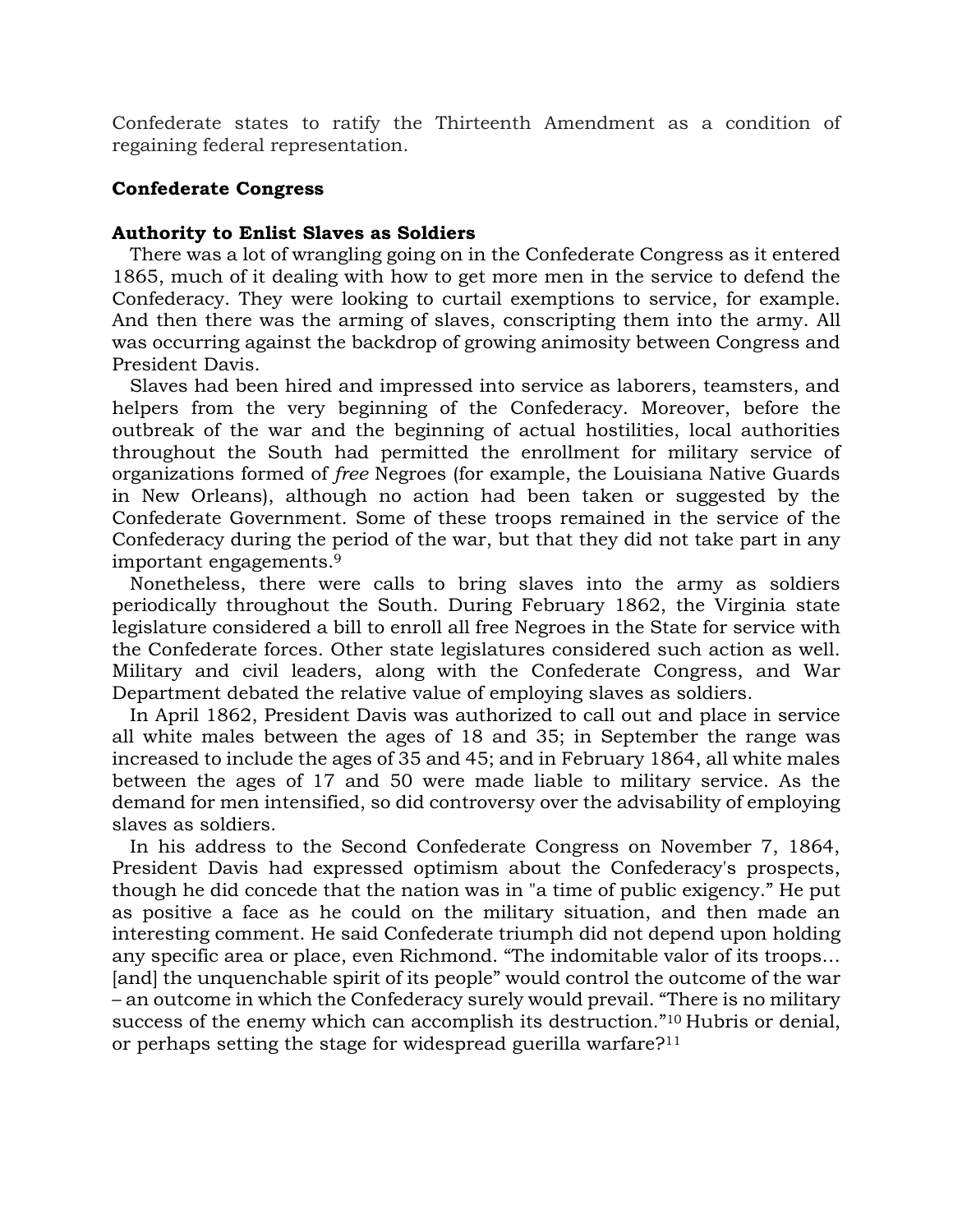Confederate states to ratify the Thirteenth Amendment as a condition of regaining federal representation.

## Confederate Congress

### Authority to Enlist Slaves as Soldiers

There was a lot of wrangling going on in the Confederate Congress as it entered 1865, much of it dealing with how to get more men in the service to defend the Confederacy. They were looking to curtail exemptions to service, for example. And then there was the arming of slaves, conscripting them into the army. All was occurring against the backdrop of growing animosity between Congress and President Davis.

Slaves had been hired and impressed into service as laborers, teamsters, and helpers from the very beginning of the Confederacy. Moreover, before the outbreak of the war and the beginning of actual hostilities, local authorities throughout the South had permitted the enrollment for military service of organizations formed of *free* Negroes (for example, the Louisiana Native Guards in New Orleans), although no action had been taken or suggested by the Confederate Government. Some of these troops remained in the service of the Confederacy during the period of the war, but that they did not take part in any important engagements.[9]

Nonetheless, there were calls to bring slaves into the army as soldiers periodically throughout the South. During February 1862, the Virginia state legislature considered a bill to enroll all free Negroes in the State for service with the Confederate forces. Other state legislatures considered such action as well. Military and civil leaders, along with the Confederate Congress, and War Department debated the relative value of employing slaves as soldiers.

In April 1862, President Davis was authorized to call out and place in service all white males between the ages of 18 and 35; in September the range was increased to include the ages of 35 and 45; and in February 1864, all white males between the ages of 17 and 50 were made liable to military service. As the demand for men intensified, so did controversy over the advisability of employing slaves as soldiers.

In his address to the Second Confederate Congress on November 7, 1864, President Davis had expressed optimism about the Confederacy's prospects, though he did concede that the nation was in "a time of public exigency." He put as positive a face as he could on the military situation, and then made an interesting comment. He said Confederate triumph did not depend upon holding any specific area or place, even Richmond. "The indomitable valor of its troops… [and] the unquenchable spirit of its people" would control the outcome of the war – an outcome in which the Confederacy surely would prevail. "There is no military success of the enemy which can accomplish its destruction."[10] Hubris or denial, or perhaps setting the stage for widespread guerilla warfare?[11]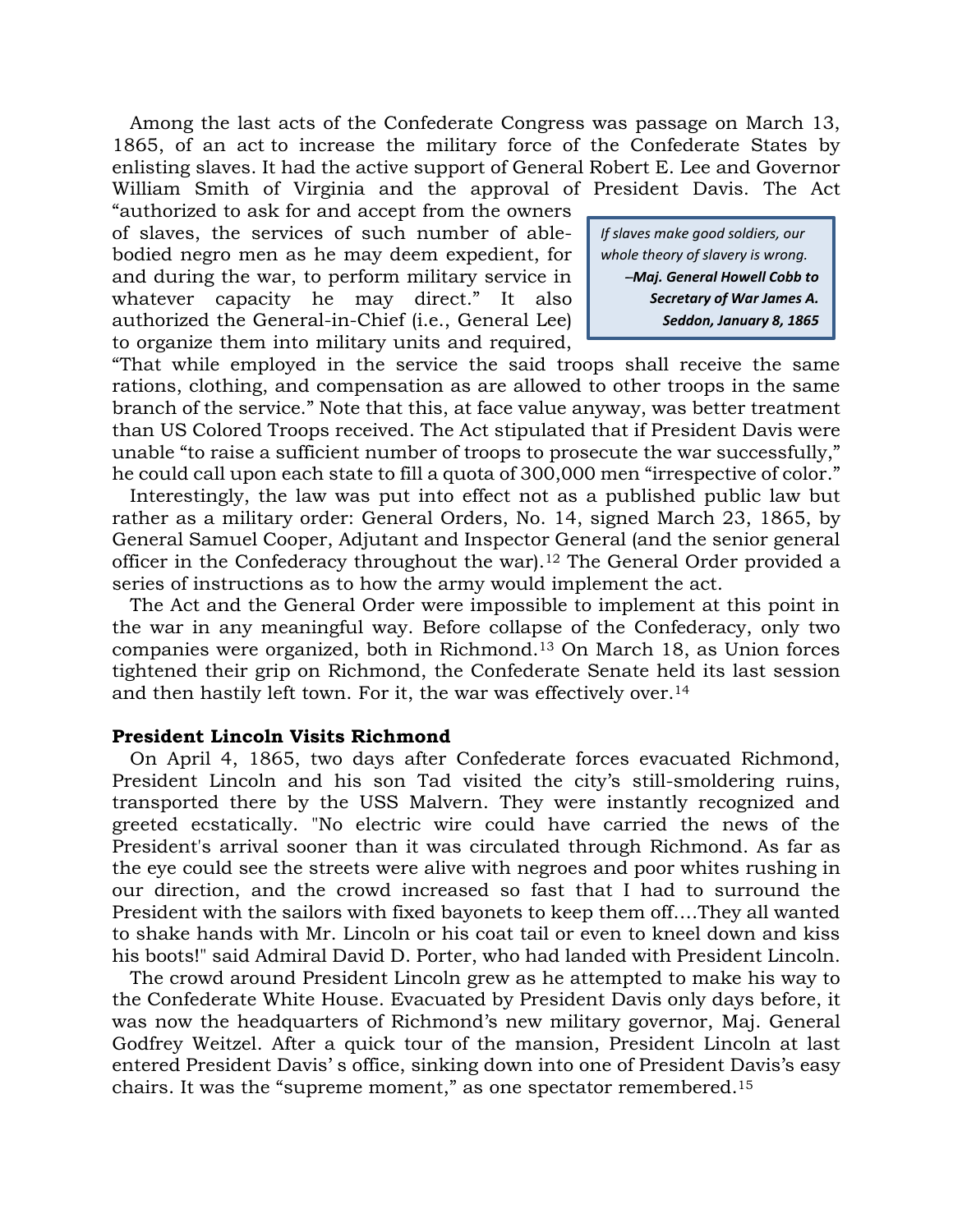Among the last acts of the Confederate Congress was passage on March 13, 1865, of an act to increase the military force of the Confederate States by enlisting slaves. It had the active support of General Robert E. Lee and Governor William Smith of Virginia and the approval of President Davis. The Act "authorized to ask for and accept from the owners of slaves, the services of such number of able-bodied negro men as he may deem expedient, for and during the war, to perform military service in whatever capacity he may direct." It also authorized the General-in-Chief (i.e., General Lee) to organize them into military units and required, "That while employed in the service the said troops shall receive the same rations, clothing, and compensation as are allowed to other troops in the same branch of the service." Note that this, at face value anyway, was better treatment than US Colored Troops received. The Act stipulated that if President Davis were unable "to raise a sufficient number of troops to prosecute the war successfully," he could call upon each state to fill a quota of 300,000 men "irrespective of color."

> *If slaves make good soldiers, our whole theory of slavery is wrong.*
> ***–Maj. General Howell Cobb to Secretary of War James A. Seddon, January 8, 1865***

Interestingly, the law was put into effect not as a published public law but rather as a military order: General Orders, No. 14, signed March 23, 1865, by General Samuel Cooper, Adjutant and Inspector General (and the senior general officer in the Confederacy throughout the war).[12] The General Order provided a series of instructions as to how the army would implement the act.

The Act and the General Order were impossible to implement at this point in the war in any meaningful way. Before collapse of the Confederacy, only two companies were organized, both in Richmond.[13] On March 18, as Union forces tightened their grip on Richmond, the Confederate Senate held its last session and then hastily left town. For it, the war was effectively over.[14]

**President Lincoln Visits Richmond**

On April 4, 1865, two days after Confederate forces evacuated Richmond, President Lincoln and his son Tad visited the city's still-smoldering ruins, transported there by the USS Malvern. They were instantly recognized and greeted ecstatically. "No electric wire could have carried the news of the President's arrival sooner than it was circulated through Richmond. As far as the eye could see the streets were alive with negroes and poor whites rushing in our direction, and the crowd increased so fast that I had to surround the President with the sailors with fixed bayonets to keep them off….They all wanted to shake hands with Mr. Lincoln or his coat tail or even to kneel down and kiss his boots!" said Admiral David D. Porter, who had landed with President Lincoln.

The crowd around President Lincoln grew as he attempted to make his way to the Confederate White House. Evacuated by President Davis only days before, it was now the headquarters of Richmond's new military governor, Maj. General Godfrey Weitzel. After a quick tour of the mansion, President Lincoln at last entered President Davis' s office, sinking down into one of President Davis's easy chairs. It was the "supreme moment," as one spectator remembered.[15]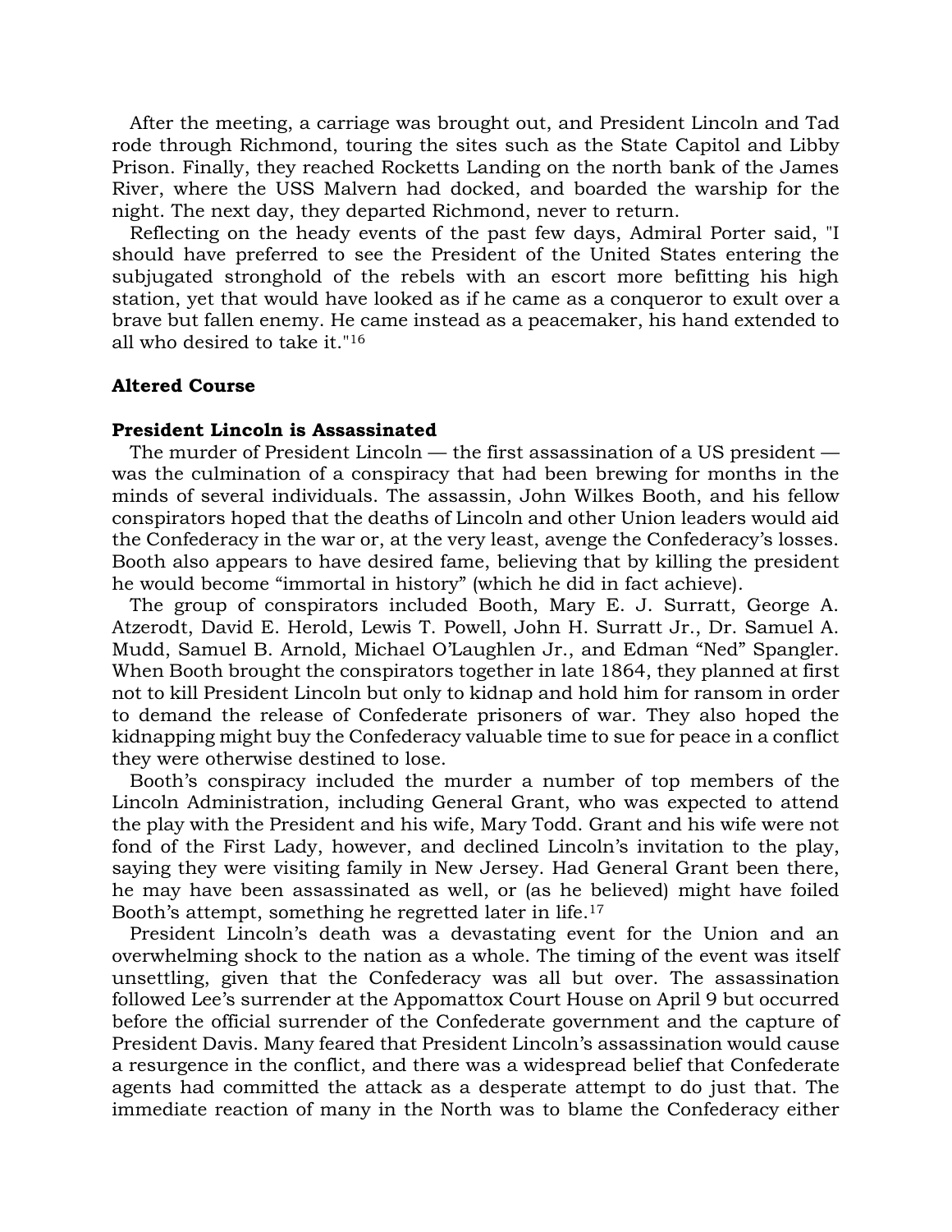After the meeting, a carriage was brought out, and President Lincoln and Tad rode through Richmond, touring the sites such as the State Capitol and Libby Prison. Finally, they reached Rocketts Landing on the north bank of the James River, where the USS Malvern had docked, and boarded the warship for the night. The next day, they departed Richmond, never to return.

Reflecting on the heady events of the past few days, Admiral Porter said, "I should have preferred to see the President of the United States entering the subjugated stronghold of the rebels with an escort more befitting his high station, yet that would have looked as if he came as a conqueror to exult over a brave but fallen enemy. He came instead as a peacemaker, his hand extended to all who desired to take it."[16]

## Altered Course

### President Lincoln is Assassinated

The murder of President Lincoln — the first assassination of a US president — was the culmination of a conspiracy that had been brewing for months in the minds of several individuals. The assassin, John Wilkes Booth, and his fellow conspirators hoped that the deaths of Lincoln and other Union leaders would aid the Confederacy in the war or, at the very least, avenge the Confederacy's losses. Booth also appears to have desired fame, believing that by killing the president he would become "immortal in history" (which he did in fact achieve).

The group of conspirators included Booth, Mary E. J. Surratt, George A. Atzerodt, David E. Herold, Lewis T. Powell, John H. Surratt Jr., Dr. Samuel A. Mudd, Samuel B. Arnold, Michael O'Laughlen Jr., and Edman "Ned" Spangler. When Booth brought the conspirators together in late 1864, they planned at first not to kill President Lincoln but only to kidnap and hold him for ransom in order to demand the release of Confederate prisoners of war. They also hoped the kidnapping might buy the Confederacy valuable time to sue for peace in a conflict they were otherwise destined to lose.

Booth's conspiracy included the murder a number of top members of the Lincoln Administration, including General Grant, who was expected to attend the play with the President and his wife, Mary Todd. Grant and his wife were not fond of the First Lady, however, and declined Lincoln's invitation to the play, saying they were visiting family in New Jersey. Had General Grant been there, he may have been assassinated as well, or (as he believed) might have foiled Booth's attempt, something he regretted later in life.[17]

President Lincoln's death was a devastating event for the Union and an overwhelming shock to the nation as a whole. The timing of the event was itself unsettling, given that the Confederacy was all but over. The assassination followed Lee's surrender at the Appomattox Court House on April 9 but occurred before the official surrender of the Confederate government and the capture of President Davis. Many feared that President Lincoln's assassination would cause a resurgence in the conflict, and there was a widespread belief that Confederate agents had committed the attack as a desperate attempt to do just that. The immediate reaction of many in the North was to blame the Confederacy either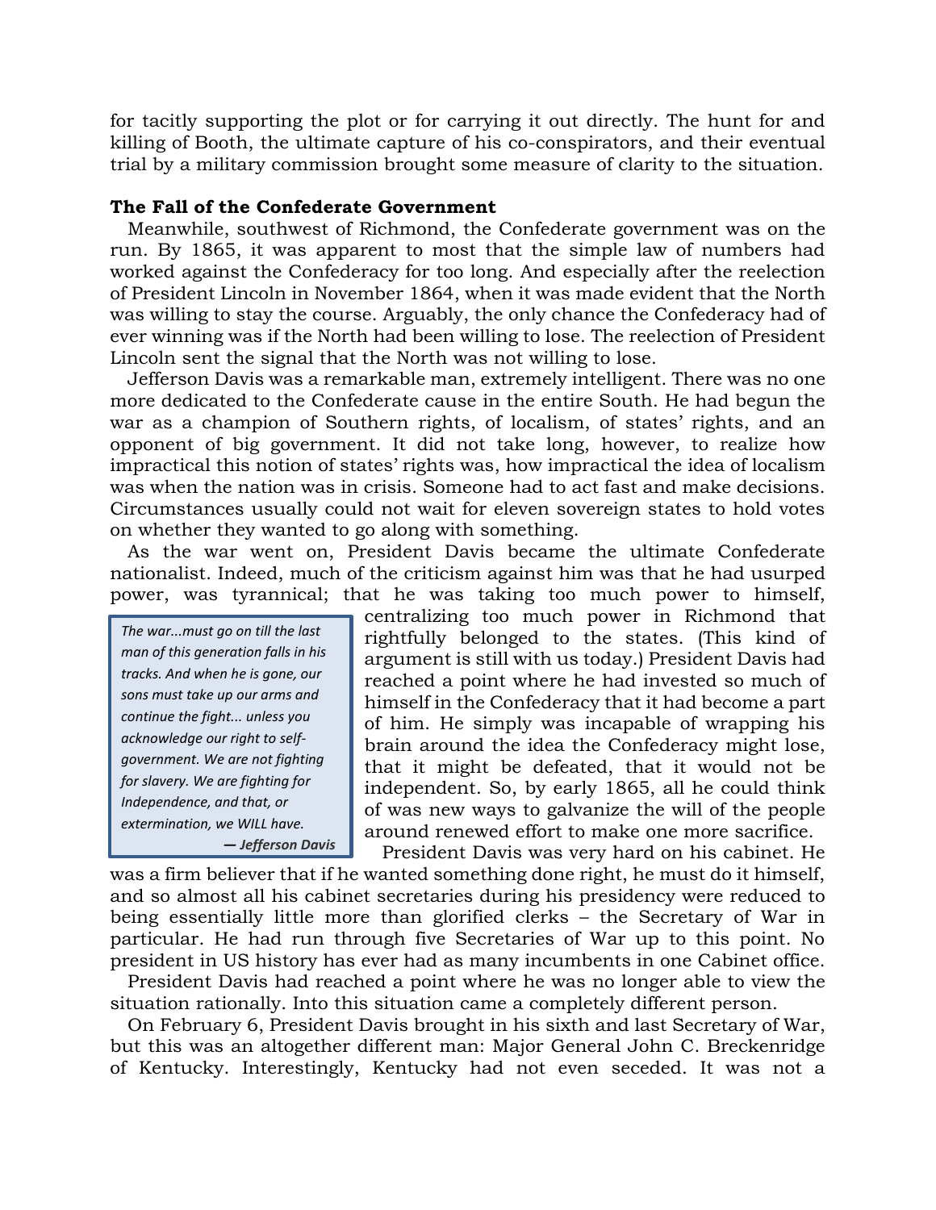for tacitly supporting the plot or for carrying it out directly. The hunt for and killing of Booth, the ultimate capture of his co-conspirators, and their eventual trial by a military commission brought some measure of clarity to the situation.

**The Fall of the Confederate Government**

Meanwhile, southwest of Richmond, the Confederate government was on the run. By 1865, it was apparent to most that the simple law of numbers had worked against the Confederacy for too long. And especially after the reelection of President Lincoln in November 1864, when it was made evident that the North was willing to stay the course. Arguably, the only chance the Confederacy had of ever winning was if the North had been willing to lose. The reelection of President Lincoln sent the signal that the North was not willing to lose.

Jefferson Davis was a remarkable man, extremely intelligent. There was no one more dedicated to the Confederate cause in the entire South. He had begun the war as a champion of Southern rights, of localism, of states' rights, and an opponent of big government. It did not take long, however, to realize how impractical this notion of states' rights was, how impractical the idea of localism was when the nation was in crisis. Someone had to act fast and make decisions. Circumstances usually could not wait for eleven sovereign states to hold votes on whether they wanted to go along with something.

As the war went on, President Davis became the ultimate Confederate nationalist. Indeed, much of the criticism against him was that he had usurped power, was tyrannical; that he was taking too much power to himself, centralizing too much power in Richmond that rightfully belonged to the states. (This kind of argument is still with us today.) President Davis had reached a point where he had invested so much of himself in the Confederacy that it had become a part of him. He simply was incapable of wrapping his brain around the idea the Confederacy might lose, that it might be defeated, that it would not be independent. So, by early 1865, all he could think of was new ways to galvanize the will of the people around renewed effort to make one more sacrifice.

> *The war...must go on till the last man of this generation falls in his tracks. And when he is gone, our sons must take up our arms and continue the fight... unless you acknowledge our right to self-government. We are not fighting for slavery. We are fighting for Independence, and that, or extermination, we WILL have.*
>
> ***— Jefferson Davis***

President Davis was very hard on his cabinet. He was a firm believer that if he wanted something done right, he must do it himself, and so almost all his cabinet secretaries during his presidency were reduced to being essentially little more than glorified clerks – the Secretary of War in particular. He had run through five Secretaries of War up to this point. No president in US history has ever had as many incumbents in one Cabinet office.

President Davis had reached a point where he was no longer able to view the situation rationally. Into this situation came a completely different person.

On February 6, President Davis brought in his sixth and last Secretary of War, but this was an altogether different man: Major General John C. Breckenridge of Kentucky. Interestingly, Kentucky had not even seceded. It was not a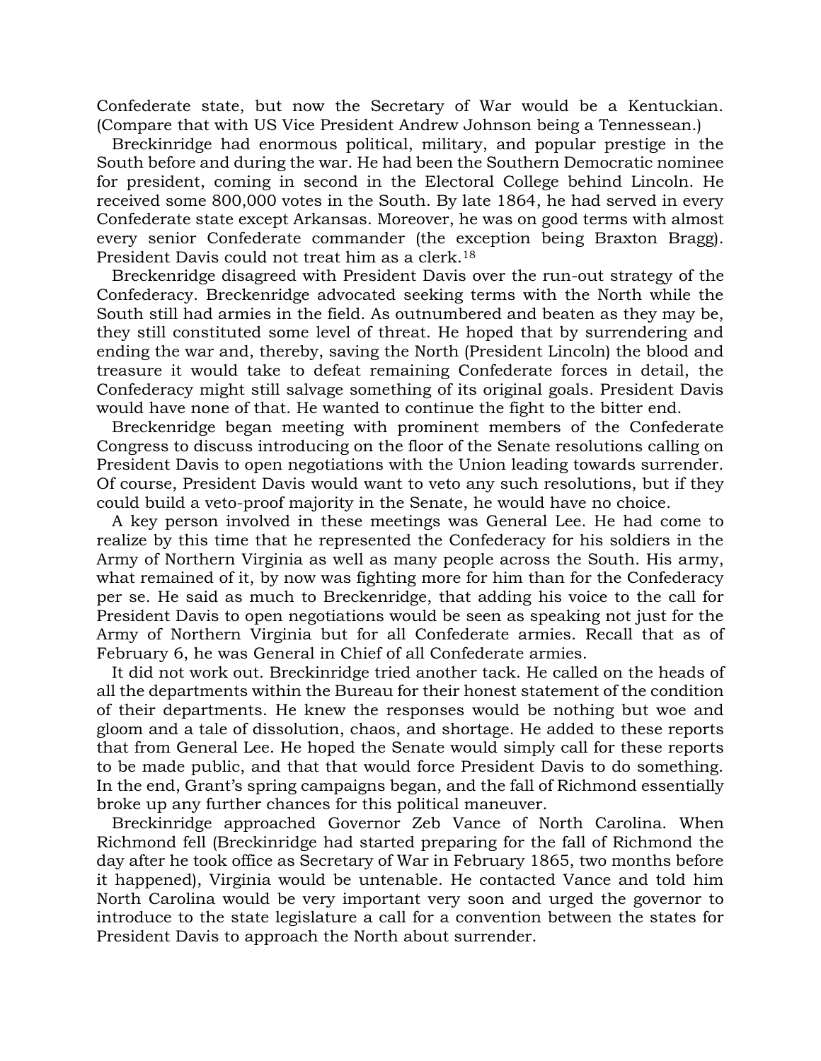Confederate state, but now the Secretary of War would be a Kentuckian. (Compare that with US Vice President Andrew Johnson being a Tennessean.)

Breckinridge had enormous political, military, and popular prestige in the South before and during the war. He had been the Southern Democratic nominee for president, coming in second in the Electoral College behind Lincoln. He received some 800,000 votes in the South. By late 1864, he had served in every Confederate state except Arkansas. Moreover, he was on good terms with almost every senior Confederate commander (the exception being Braxton Bragg). President Davis could not treat him as a clerk.[18]

Breckenridge disagreed with President Davis over the run-out strategy of the Confederacy. Breckenridge advocated seeking terms with the North while the South still had armies in the field. As outnumbered and beaten as they may be, they still constituted some level of threat. He hoped that by surrendering and ending the war and, thereby, saving the North (President Lincoln) the blood and treasure it would take to defeat remaining Confederate forces in detail, the Confederacy might still salvage something of its original goals. President Davis would have none of that. He wanted to continue the fight to the bitter end.

Breckenridge began meeting with prominent members of the Confederate Congress to discuss introducing on the floor of the Senate resolutions calling on President Davis to open negotiations with the Union leading towards surrender. Of course, President Davis would want to veto any such resolutions, but if they could build a veto-proof majority in the Senate, he would have no choice.

A key person involved in these meetings was General Lee. He had come to realize by this time that he represented the Confederacy for his soldiers in the Army of Northern Virginia as well as many people across the South. His army, what remained of it, by now was fighting more for him than for the Confederacy per se. He said as much to Breckenridge, that adding his voice to the call for President Davis to open negotiations would be seen as speaking not just for the Army of Northern Virginia but for all Confederate armies. Recall that as of February 6, he was General in Chief of all Confederate armies.

It did not work out. Breckinridge tried another tack. He called on the heads of all the departments within the Bureau for their honest statement of the condition of their departments. He knew the responses would be nothing but woe and gloom and a tale of dissolution, chaos, and shortage. He added to these reports that from General Lee. He hoped the Senate would simply call for these reports to be made public, and that that would force President Davis to do something. In the end, Grant's spring campaigns began, and the fall of Richmond essentially broke up any further chances for this political maneuver.

Breckinridge approached Governor Zeb Vance of North Carolina. When Richmond fell (Breckinridge had started preparing for the fall of Richmond the day after he took office as Secretary of War in February 1865, two months before it happened), Virginia would be untenable. He contacted Vance and told him North Carolina would be very important very soon and urged the governor to introduce to the state legislature a call for a convention between the states for President Davis to approach the North about surrender.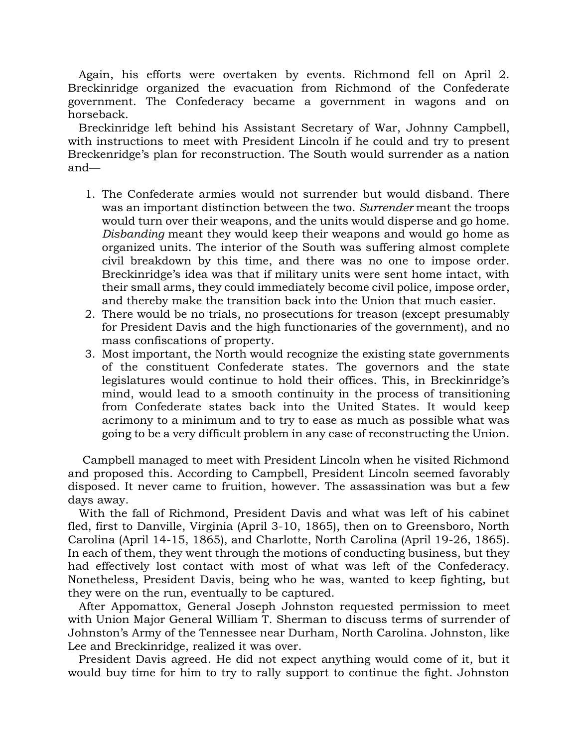Again, his efforts were overtaken by events. Richmond fell on April 2. Breckinridge organized the evacuation from Richmond of the Confederate government. The Confederacy became a government in wagons and on horseback.

Breckinridge left behind his Assistant Secretary of War, Johnny Campbell, with instructions to meet with President Lincoln if he could and try to present Breckenridge's plan for reconstruction. The South would surrender as a nation and—

1. The Confederate armies would not surrender but would disband. There was an important distinction between the two. *Surrender* meant the troops would turn over their weapons, and the units would disperse and go home. *Disbanding* meant they would keep their weapons and would go home as organized units. The interior of the South was suffering almost complete civil breakdown by this time, and there was no one to impose order. Breckinridge's idea was that if military units were sent home intact, with their small arms, they could immediately become civil police, impose order, and thereby make the transition back into the Union that much easier.
2. There would be no trials, no prosecutions for treason (except presumably for President Davis and the high functionaries of the government), and no mass confiscations of property.
3. Most important, the North would recognize the existing state governments of the constituent Confederate states. The governors and the state legislatures would continue to hold their offices. This, in Breckinridge's mind, would lead to a smooth continuity in the process of transitioning from Confederate states back into the United States. It would keep acrimony to a minimum and to try to ease as much as possible what was going to be a very difficult problem in any case of reconstructing the Union.

Campbell managed to meet with President Lincoln when he visited Richmond and proposed this. According to Campbell, President Lincoln seemed favorably disposed. It never came to fruition, however. The assassination was but a few days away.

With the fall of Richmond, President Davis and what was left of his cabinet fled, first to Danville, Virginia (April 3-10, 1865), then on to Greensboro, North Carolina (April 14-15, 1865), and Charlotte, North Carolina (April 19-26, 1865). In each of them, they went through the motions of conducting business, but they had effectively lost contact with most of what was left of the Confederacy. Nonetheless, President Davis, being who he was, wanted to keep fighting, but they were on the run, eventually to be captured.

After Appomattox, General Joseph Johnston requested permission to meet with Union Major General William T. Sherman to discuss terms of surrender of Johnston's Army of the Tennessee near Durham, North Carolina. Johnston, like Lee and Breckinridge, realized it was over.

President Davis agreed. He did not expect anything would come of it, but it would buy time for him to try to rally support to continue the fight. Johnston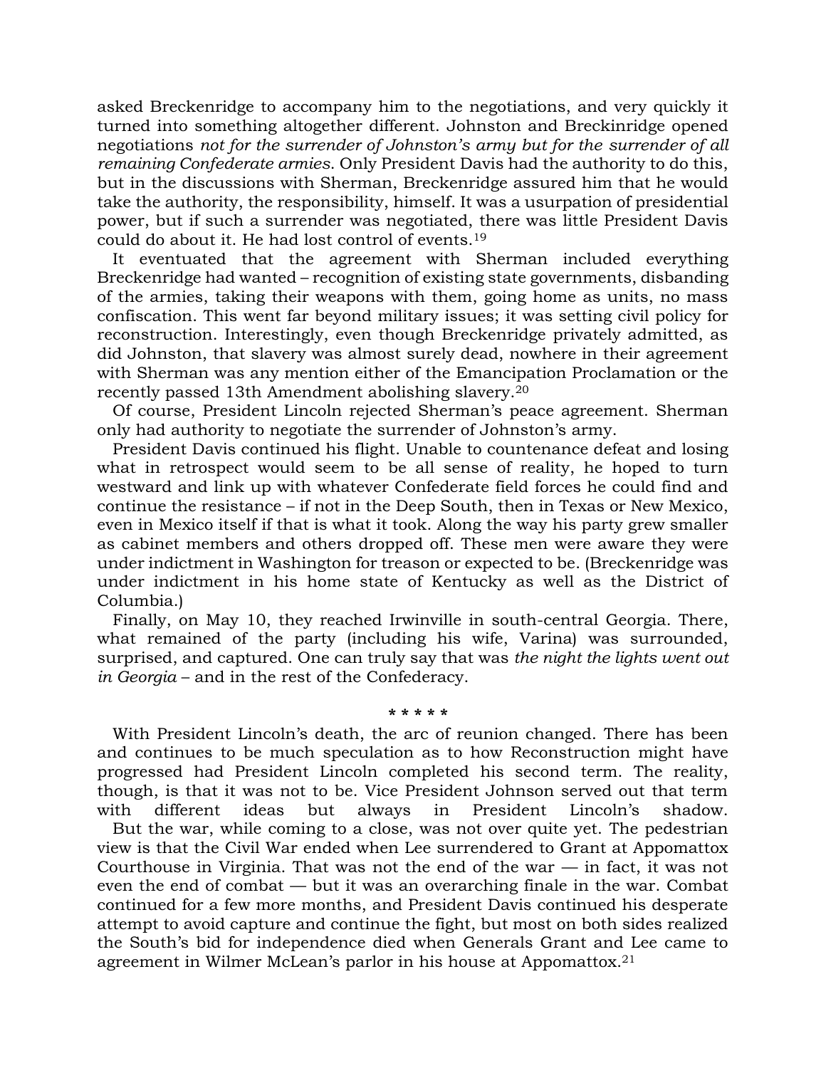asked Breckenridge to accompany him to the negotiations, and very quickly it turned into something altogether different. Johnston and Breckinridge opened negotiations *not for the surrender of Johnston's army but for the surrender of all remaining Confederate armies*. Only President Davis had the authority to do this, but in the discussions with Sherman, Breckenridge assured him that he would take the authority, the responsibility, himself. It was a usurpation of presidential power, but if such a surrender was negotiated, there was little President Davis could do about it. He had lost control of events.[19]

It eventuated that the agreement with Sherman included everything Breckenridge had wanted – recognition of existing state governments, disbanding of the armies, taking their weapons with them, going home as units, no mass confiscation. This went far beyond military issues; it was setting civil policy for reconstruction. Interestingly, even though Breckenridge privately admitted, as did Johnston, that slavery was almost surely dead, nowhere in their agreement with Sherman was any mention either of the Emancipation Proclamation or the recently passed 13th Amendment abolishing slavery.[20]

Of course, President Lincoln rejected Sherman's peace agreement. Sherman only had authority to negotiate the surrender of Johnston's army.

President Davis continued his flight. Unable to countenance defeat and losing what in retrospect would seem to be all sense of reality, he hoped to turn westward and link up with whatever Confederate field forces he could find and continue the resistance – if not in the Deep South, then in Texas or New Mexico, even in Mexico itself if that is what it took. Along the way his party grew smaller as cabinet members and others dropped off. These men were aware they were under indictment in Washington for treason or expected to be. (Breckenridge was under indictment in his home state of Kentucky as well as the District of Columbia.)

Finally, on May 10, they reached Irwinville in south-central Georgia. There, what remained of the party (including his wife, Varina) was surrounded, surprised, and captured. One can truly say that was *the night the lights went out in Georgia* – and in the rest of the Confederacy.

\* \* \* \* \*

With President Lincoln's death, the arc of reunion changed. There has been and continues to be much speculation as to how Reconstruction might have progressed had President Lincoln completed his second term. The reality, though, is that it was not to be. Vice President Johnson served out that term with different ideas but always in President Lincoln's shadow.

But the war, while coming to a close, was not over quite yet. The pedestrian view is that the Civil War ended when Lee surrendered to Grant at Appomattox Courthouse in Virginia. That was not the end of the war — in fact, it was not even the end of combat — but it was an overarching finale in the war. Combat continued for a few more months, and President Davis continued his desperate attempt to avoid capture and continue the fight, but most on both sides realized the South's bid for independence died when Generals Grant and Lee came to agreement in Wilmer McLean's parlor in his house at Appomattox.[21]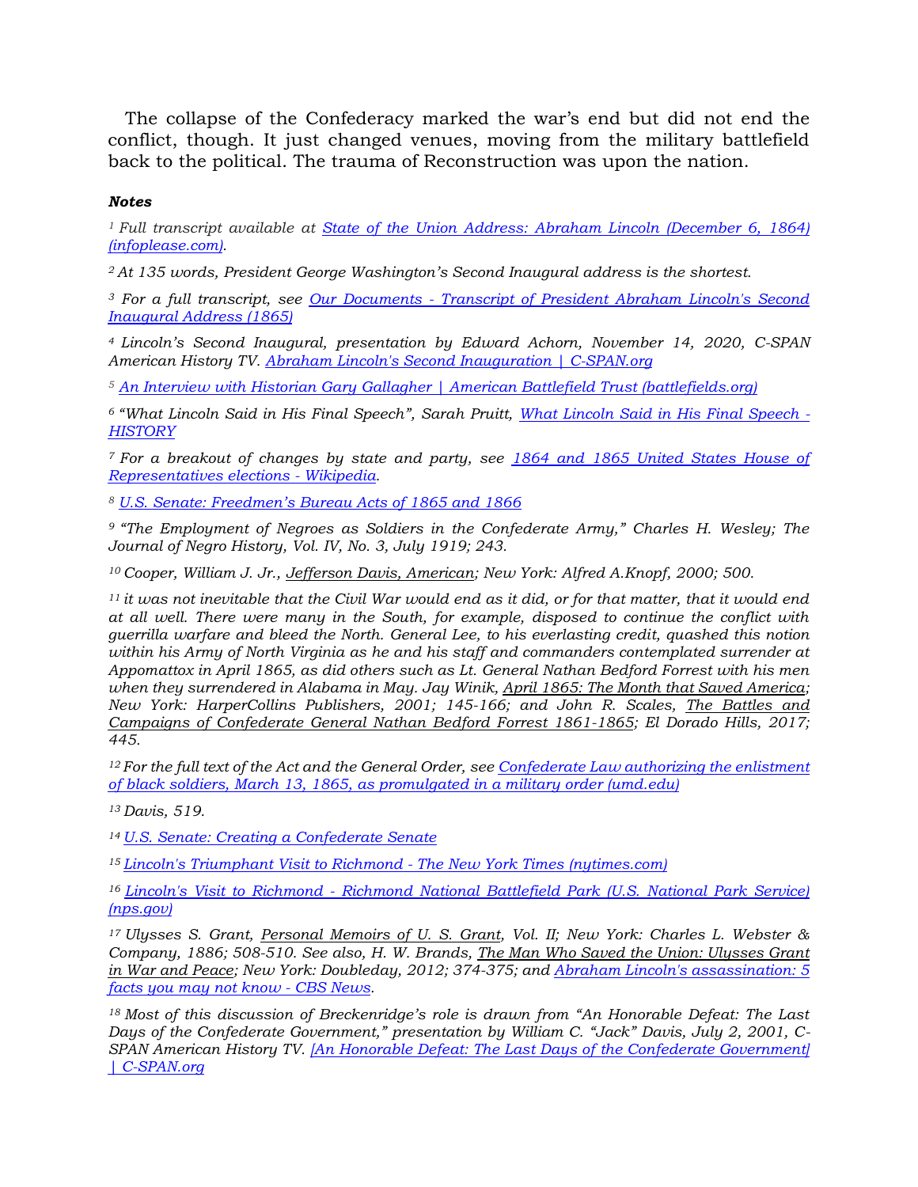The collapse of the Confederacy marked the war's end but did not end the conflict, though. It just changed venues, moving from the military battlefield back to the political. The trauma of Reconstruction was upon the nation.

***Notes***

*[1] Full transcript available at [State of the Union Address: Abraham Lincoln (December 6, 1864) (infoplease.com)](infoplease.com).*

*[2] At 135 words, President George Washington's Second Inaugural address is the shortest.*

*[3] For a full transcript, see [Our Documents - Transcript of President Abraham Lincoln's Second Inaugural Address (1865)](ourdocuments.gov)*

*[4] Lincoln's Second Inaugural, presentation by Edward Achorn, November 14, 2020, C-SPAN American History TV. [Abraham Lincoln's Second Inauguration | C-SPAN.org](c-span.org)*

*[5] [An Interview with Historian Gary Gallagher | American Battlefield Trust (battlefields.org)](battlefields.org)*

*[6] "What Lincoln Said in His Final Speech", Sarah Pruitt, [What Lincoln Said in His Final Speech - HISTORY](history.com)*

*[7] For a breakout of changes by state and party, see [1864 and 1865 United States House of Representatives elections - Wikipedia](wikipedia.org).*

*[8] [U.S. Senate: Freedmen's Bureau Acts of 1865 and 1866](senate.gov)*

*[9] "The Employment of Negroes as Soldiers in the Confederate Army," Charles H. Wesley; The Journal of Negro History, Vol. IV, No. 3, July 1919; 243.*

*[10] Cooper, William J. Jr., Jefferson Davis, American; New York: Alfred A.Knopf, 2000; 500.*

*[11] it was not inevitable that the Civil War would end as it did, or for that matter, that it would end at all well. There were many in the South, for example, disposed to continue the conflict with guerrilla warfare and bleed the North. General Lee, to his everlasting credit, quashed this notion within his Army of North Virginia as he and his staff and commanders contemplated surrender at Appomattox in April 1865, as did others such as Lt. General Nathan Bedford Forrest with his men when they surrendered in Alabama in May. Jay Winik, April 1865: The Month that Saved America; New York: HarperCollins Publishers, 2001; 145-166; and John R. Scales, The Battles and Campaigns of Confederate General Nathan Bedford Forrest 1861-1865; El Dorado Hills, 2017; 445.*

*[12] For the full text of the Act and the General Order, see [Confederate Law authorizing the enlistment of black soldiers, March 13, 1865, as promulgated in a military order (umd.edu)](umd.edu)*

*[13] Davis, 519.*

*[14] [U.S. Senate: Creating a Confederate Senate](senate.gov)*

*[15] [Lincoln's Triumphant Visit to Richmond - The New York Times (nytimes.com)](nytimes.com)*

*[16] [Lincoln's Visit to Richmond - Richmond National Battlefield Park (U.S. National Park Service) (nps.gov)](nps.gov)*

*[17] Ulysses S. Grant, Personal Memoirs of U. S. Grant, Vol. II; New York: Charles L. Webster & Company, 1886; 508-510. See also, H. W. Brands, The Man Who Saved the Union: Ulysses Grant in War and Peace; New York: Doubleday, 2012; 374-375; and [Abraham Lincoln's assassination: 5 facts you may not know - CBS News](cbsnews.com).*

*[18] Most of this discussion of Breckenridge's role is drawn from "An Honorable Defeat: The Last Days of the Confederate Government," presentation by William C. "Jack" Davis, July 2, 2001, C-SPAN American History TV. [[An Honorable Defeat: The Last Days of the Confederate Government] | C-SPAN.org](c-span.org)*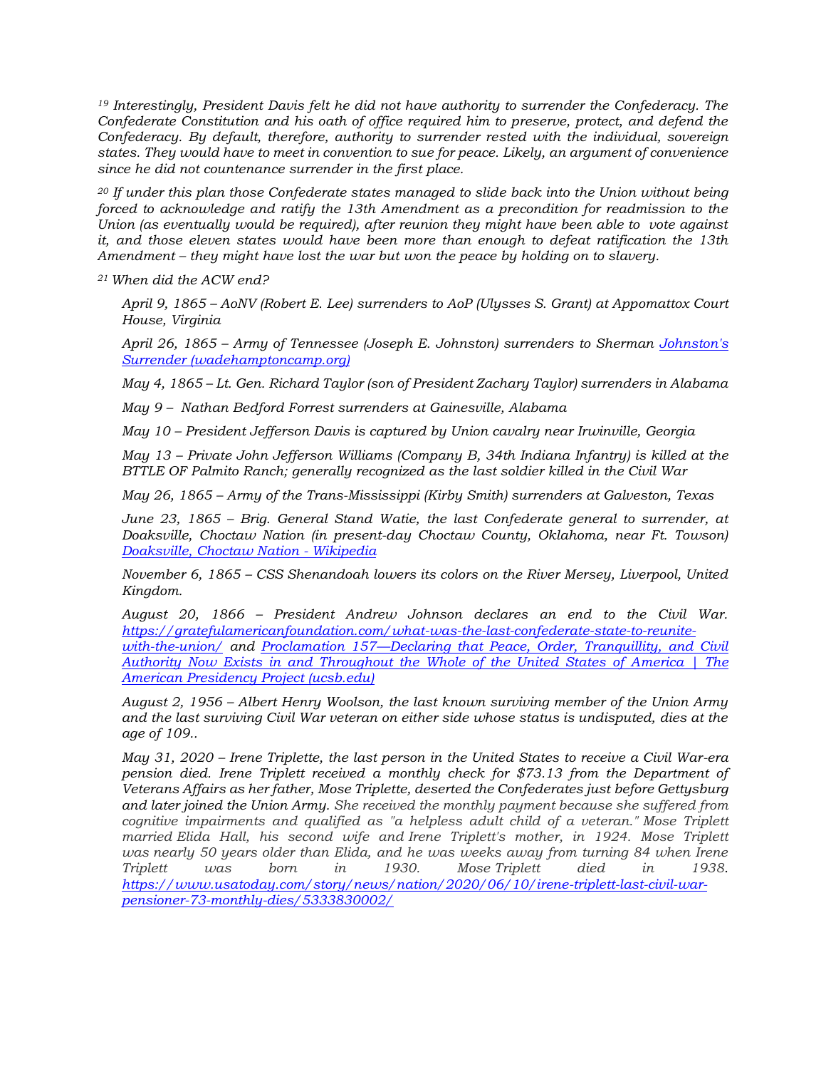[19] *Interestingly, President Davis felt he did not have authority to surrender the Confederacy. The Confederate Constitution and his oath of office required him to preserve, protect, and defend the Confederacy. By default, therefore, authority to surrender rested with the individual, sovereign states. They would have to meet in convention to sue for peace. Likely, an argument of convenience since he did not countenance surrender in the first place.*

[20] *If under this plan those Confederate states managed to slide back into the Union without being forced to acknowledge and ratify the 13th Amendment as a precondition for readmission to the Union (as eventually would be required), after reunion they might have been able to vote against it, and those eleven states would have been more than enough to defeat ratification the 13th Amendment – they might have lost the war but won the peace by holding on to slavery.*

[21] *When did the ACW end?*

> *April 9, 1865 – AoNV (Robert E. Lee) surrenders to AoP (Ulysses S. Grant) at Appomattox Court House, Virginia*
>
> *April 26, 1865 – Army of Tennessee (Joseph E. Johnston) surrenders to Sherman [Johnston's Surrender (wadehamptoncamp.org)]()*
>
> *May 4, 1865 – Lt. Gen. Richard Taylor (son of President Zachary Taylor) surrenders in Alabama*
>
> *May 9 – Nathan Bedford Forrest surrenders at Gainesville, Alabama*
>
> *May 10 – President Jefferson Davis is captured by Union cavalry near Irwinville, Georgia*
>
> *May 13 – Private John Jefferson Williams (Company B, 34th Indiana Infantry) is killed at the BTTLE OF Palmito Ranch; generally recognized as the last soldier killed in the Civil War*
>
> *May 26, 1865 – Army of the Trans-Mississippi (Kirby Smith) surrenders at Galveston, Texas*
>
> *June 23, 1865 – Brig. General Stand Watie, the last Confederate general to surrender, at Doaksville, Choctaw Nation (in present-day Choctaw County, Oklahoma, near Ft. Towson) [Doaksville, Choctaw Nation - Wikipedia]()*
>
> *November 6, 1865 – CSS Shenandoah lowers its colors on the River Mersey, Liverpool, United Kingdom.*
>
> *August 20, 1866 – President Andrew Johnson declares an end to the Civil War. https://gratefulamericanfoundation.com/what-was-the-last-confederate-state-to-reunite-with-the-union/ and [Proclamation 157—Declaring that Peace, Order, Tranquillity, and Civil Authority Now Exists in and Throughout the Whole of the United States of America | The American Presidency Project (ucsb.edu)]()*
>
> *August 2, 1956 – Albert Henry Woolson, the last known surviving member of the Union Army and the last surviving Civil War veteran on either side whose status is undisputed, dies at the age of 109..*
>
> *May 31, 2020 – Irene Triplette, the last person in the United States to receive a Civil War-era pension died. Irene Triplett received a monthly check for $73.13 from the Department of Veterans Affairs as her father, Mose Triplette, deserted the Confederates just before Gettysburg and later joined the Union Army. She received the monthly payment because she suffered from cognitive impairments and qualified as "a helpless adult child of a veteran." Mose Triplett married Elida Hall, his second wife and Irene Triplett's mother, in 1924. Mose Triplett was nearly 50 years older than Elida, and he was weeks away from turning 84 when Irene Triplett was born in 1930. Mose Triplett died in 1938. https://www.usatoday.com/story/news/nation/2020/06/10/irene-triplett-last-civil-war-pensioner-73-monthly-dies/5333830002/*